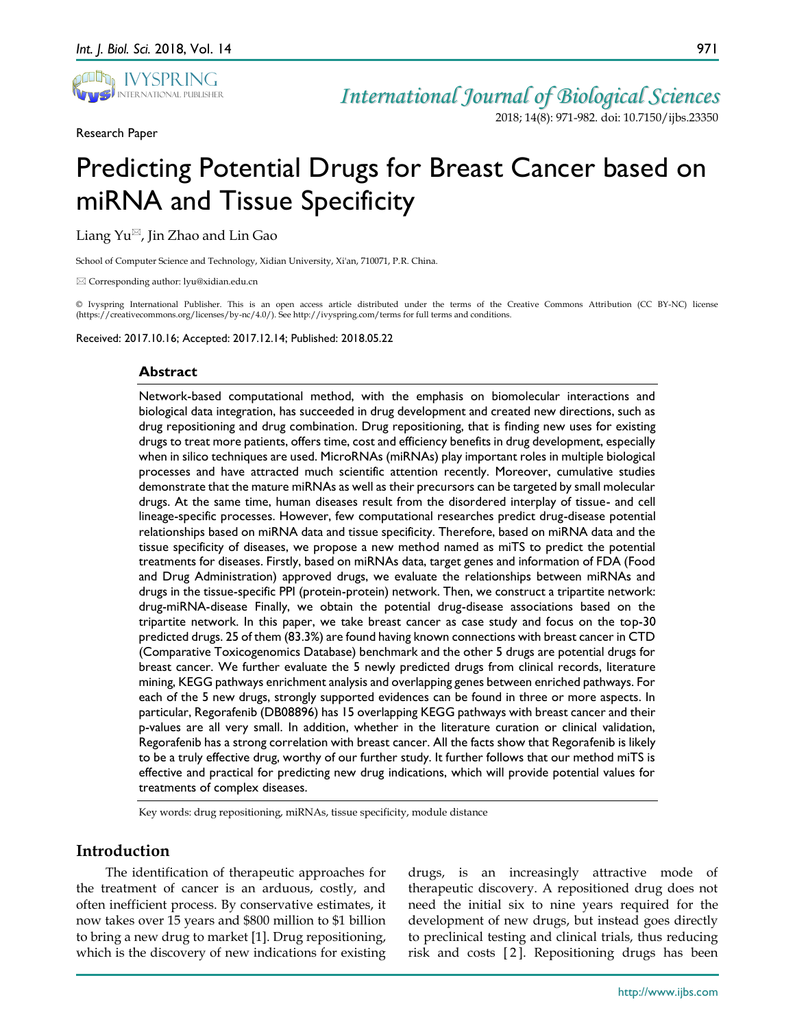Research Paper

# Predicting Potential Drugs for Breast Cancer based on miRNA and Tissue Specificity

Liang Yu✉, Jin Zhao and Lin Gao

School of Computer Science and Technology, Xidian University, Xi'an, 710071, P.R. China.

✉ Corresponding author: lyu@xidian.edu.cn

© Ivyspring International Publisher. This is an open access article distributed under the terms of the Creative Commons Attribution (CC BY-NC) license (https://creativecommons.org/licenses/by-nc/4.0/). See http://ivyspring.com/terms for full terms and conditions.

Received: 2017.10.16; Accepted: 2017.12.14; Published: 2018.05.22

## Abstract

Network-based computational method, with the emphasis on biomolecular interactions and biological data integration, has succeeded in drug development and created new directions, such as drug repositioning and drug combination. Drug repositioning, that is finding new uses for existing drugs to treat more patients, offers time, cost and efficiency benefits in drug development, especially when in silico techniques are used. MicroRNAs (miRNAs) play important roles in multiple biological processes and have attracted much scientific attention recently. Moreover, cumulative studies demonstrate that the mature miRNAs as well as their precursors can be targeted by small molecular drugs. At the same time, human diseases result from the disordered interplay of tissue- and cell lineage-specific processes. However, few computational researches predict drug-disease potential relationships based on miRNA data and tissue specificity. Therefore, based on miRNA data and the tissue specificity of diseases, we propose a new method named as miTS to predict the potential treatments for diseases. Firstly, based on miRNAs data, target genes and information of FDA (Food and Drug Administration) approved drugs, we evaluate the relationships between miRNAs and drugs in the tissue-specific PPI (protein-protein) network. Then, we construct a tripartite network: drug-miRNA-disease Finally, we obtain the potential drug-disease associations based on the tripartite network. In this paper, we take breast cancer as case study and focus on the top-30 predicted drugs. 25 of them (83.3%) are found having known connections with breast cancer in CTD (Comparative Toxicogenomics Database) benchmark and the other 5 drugs are potential drugs for breast cancer. We further evaluate the 5 newly predicted drugs from clinical records, literature mining, KEGG pathways enrichment analysis and overlapping genes between enriched pathways. For each of the 5 new drugs, strongly supported evidences can be found in three or more aspects. In particular, Regorafenib (DB08896) has 15 overlapping KEGG pathways with breast cancer and their p-values are all very small. In addition, whether in the literature curation or clinical validation, Regorafenib has a strong correlation with breast cancer. All the facts show that Regorafenib is likely to be a truly effective drug, worthy of our further study. It further follows that our method miTS is effective and practical for predicting new drug indications, which will provide potential values for treatments of complex diseases.

Key words: drug repositioning, miRNAs, tissue specificity, module distance

## Introduction

The identification of therapeutic approaches for the treatment of cancer is an arduous, costly, and often inefficient process. By conservative estimates, it now takes over 15 years and $800 million to $1 billion to bring a new drug to market [1]. Drug repositioning, which is the discovery of new indications for existing drugs, is an increasingly attractive mode of therapeutic discovery. A repositioned drug does not need the initial six to nine years required for the development of new drugs, but instead goes directly to preclinical testing and clinical trials, thus reducing risk and costs [2]. Repositioning drugs has been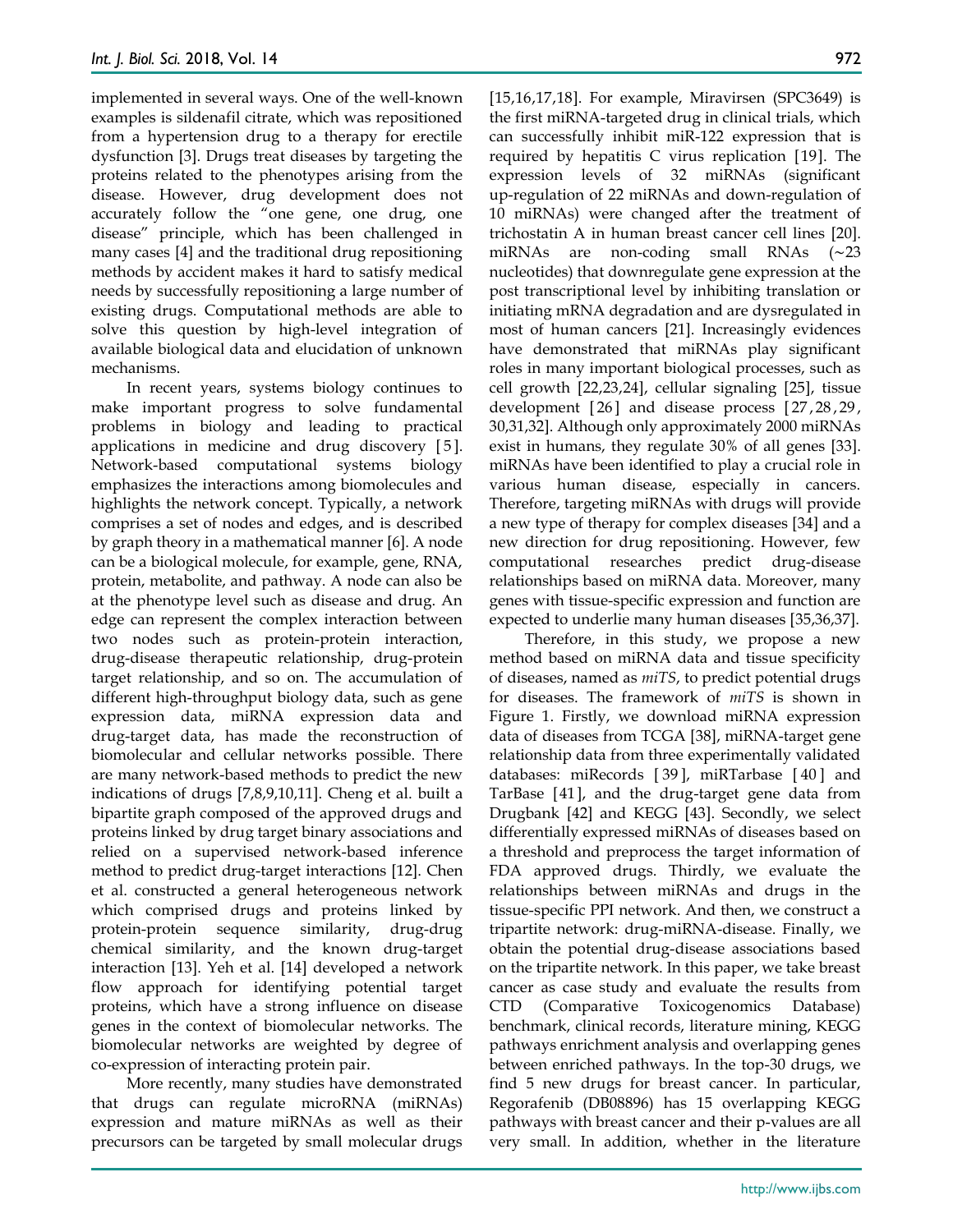implemented in several ways. One of the well-known examples is sildenafil citrate, which was repositioned from a hypertension drug to a therapy for erectile dysfunction [3]. Drugs treat diseases by targeting the proteins related to the phenotypes arising from the disease. However, drug development does not accurately follow the "one gene, one drug, one disease" principle, which has been challenged in many cases [4] and the traditional drug repositioning methods by accident makes it hard to satisfy medical needs by successfully repositioning a large number of existing drugs. Computational methods are able to solve this question by high-level integration of available biological data and elucidation of unknown mechanisms.

In recent years, systems biology continues to make important progress to solve fundamental problems in biology and leading to practical applications in medicine and drug discovery [5]. Network-based computational systems biology emphasizes the interactions among biomolecules and highlights the network concept. Typically, a network comprises a set of nodes and edges, and is described by graph theory in a mathematical manner [6]. A node can be a biological molecule, for example, gene, RNA, protein, metabolite, and pathway. A node can also be at the phenotype level such as disease and drug. An edge can represent the complex interaction between two nodes such as protein-protein interaction, drug-disease therapeutic relationship, drug-protein target relationship, and so on. The accumulation of different high-throughput biology data, such as gene expression data, miRNA expression data and drug-target data, has made the reconstruction of biomolecular and cellular networks possible. There are many network-based methods to predict the new indications of drugs [7,8,9,10,11]. Cheng et al. built a bipartite graph composed of the approved drugs and proteins linked by drug target binary associations and relied on a supervised network-based inference method to predict drug-target interactions [12]. Chen et al. constructed a general heterogeneous network which comprised drugs and proteins linked by protein-protein sequence similarity, drug-drug chemical similarity, and the known drug-target interaction [13]. Yeh et al. [14] developed a network flow approach for identifying potential target proteins, which have a strong influence on disease genes in the context of biomolecular networks. The biomolecular networks are weighted by degree of co-expression of interacting protein pair.

More recently, many studies have demonstrated that drugs can regulate microRNA (miRNAs) expression and mature miRNAs as well as their precursors can be targeted by small molecular drugs [15,16,17,18]. For example, Miravirsen (SPC3649) is the first miRNA-targeted drug in clinical trials, which can successfully inhibit miR-122 expression that is required by hepatitis C virus replication [19]. The expression levels of 32 miRNAs (significant up-regulation of 22 miRNAs and down-regulation of 10 miRNAs) were changed after the treatment of trichostatin A in human breast cancer cell lines [20]. miRNAs are non-coding small RNAs (~23 nucleotides) that downregulate gene expression at the post transcriptional level by inhibiting translation or initiating mRNA degradation and are dysregulated in most of human cancers [21]. Increasingly evidences have demonstrated that miRNAs play significant roles in many important biological processes, such as cell growth [22,23,24], cellular signaling [25], tissue development [26] and disease process [27,28,29,30,31,32]. Although only approximately 2000 miRNAs exist in humans, they regulate 30% of all genes [33]. miRNAs have been identified to play a crucial role in various human disease, especially in cancers. Therefore, targeting miRNAs with drugs will provide a new type of therapy for complex diseases [34] and a new direction for drug repositioning. However, few computational researches predict drug-disease relationships based on miRNA data. Moreover, many genes with tissue-specific expression and function are expected to underlie many human diseases [35,36,37].

Therefore, in this study, we propose a new method based on miRNA data and tissue specificity of diseases, named as *miTS*, to predict potential drugs for diseases. The framework of *miTS* is shown in Figure 1. Firstly, we download miRNA expression data of diseases from TCGA [38], miRNA-target gene relationship data from three experimentally validated databases: miRecords [39], miRTarbase [40] and TarBase [41], and the drug-target gene data from Drugbank [42] and KEGG [43]. Secondly, we select differentially expressed miRNAs of diseases based on a threshold and preprocess the target information of FDA approved drugs. Thirdly, we evaluate the relationships between miRNAs and drugs in the tissue-specific PPI network. And then, we construct a tripartite network: drug-miRNA-disease. Finally, we obtain the potential drug-disease associations based on the tripartite network. In this paper, we take breast cancer as case study and evaluate the results from CTD (Comparative Toxicogenomics Database) benchmark, clinical records, literature mining, KEGG pathways enrichment analysis and overlapping genes between enriched pathways. In the top-30 drugs, we find 5 new drugs for breast cancer. In particular, Regorafenib (DB08896) has 15 overlapping KEGG pathways with breast cancer and their p-values are all very small. In addition, whether in the literature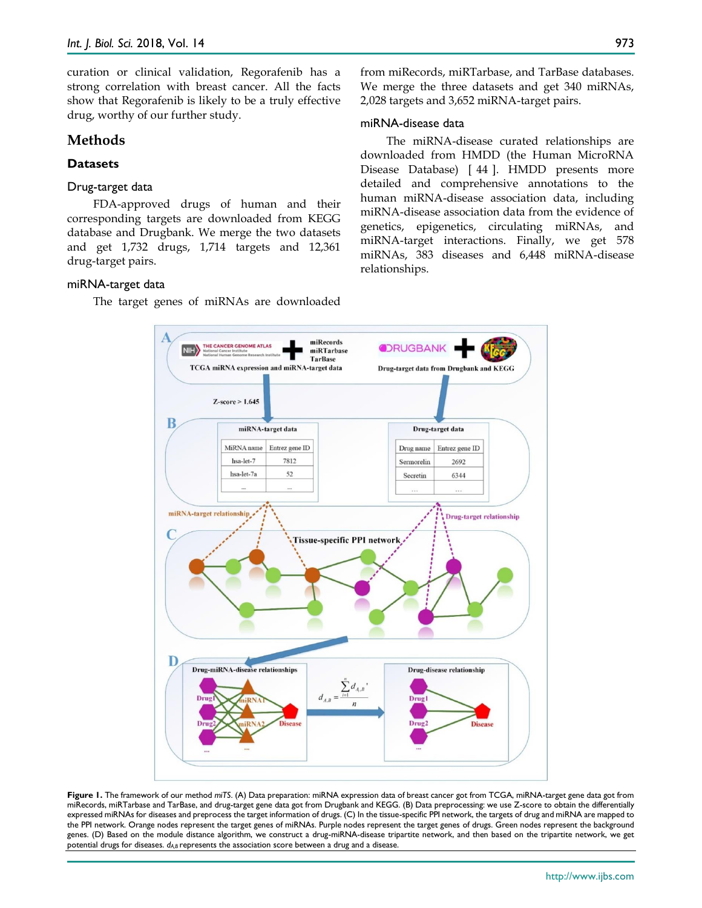curation or clinical validation, Regorafenib has a strong correlation with breast cancer. All the facts show that Regorafenib is likely to be a truly effective drug, worthy of our further study.

## Methods

### Datasets

#### Drug-target data

FDA-approved drugs of human and their corresponding targets are downloaded from KEGG database and Drugbank. We merge the two datasets and get 1,732 drugs, 1,714 targets and 12,361 drug-target pairs.

#### miRNA-target data

The target genes of miRNAs are downloaded from miRecords, miRTarbase, and TarBase databases. We merge the three datasets and get 340 miRNAs, 2,028 targets and 3,652 miRNA-target pairs.

#### miRNA-disease data

The miRNA-disease curated relationships are downloaded from HMDD (the Human MicroRNA Disease Database) [ 44 ]. HMDD presents more detailed and comprehensive annotations to the human miRNA-disease association data, including miRNA-disease association data from the evidence of genetics, epigenetics, circulating miRNAs, and miRNA-target interactions. Finally, we get 578 miRNAs, 383 diseases and 6,448 miRNA-disease relationships.

**Figure 1.** The framework of our method *miTS*. (A) Data preparation: miRNA expression data of breast cancer got from TCGA, miRNA-target gene data got from miRecords, miRTarbase and TarBase, and drug-target gene data got from Drugbank and KEGG. (B) Data preprocessing: we use Z-score to obtain the differentially expressed miRNAs for diseases and preprocess the target information of drugs. (C) In the tissue-specific PPI network, the targets of drug and miRNA are mapped to the PPI network. Orange nodes represent the target genes of miRNAs. Purple nodes represent the target genes of drugs. Green nodes represent the background genes. (D) Based on the module distance algorithm, we construct a drug-miRNA-disease tripartite network, and then based on the tripartite network, we get potential drugs for diseases. $d_{A,B}$ represents the association score between a drug and a disease.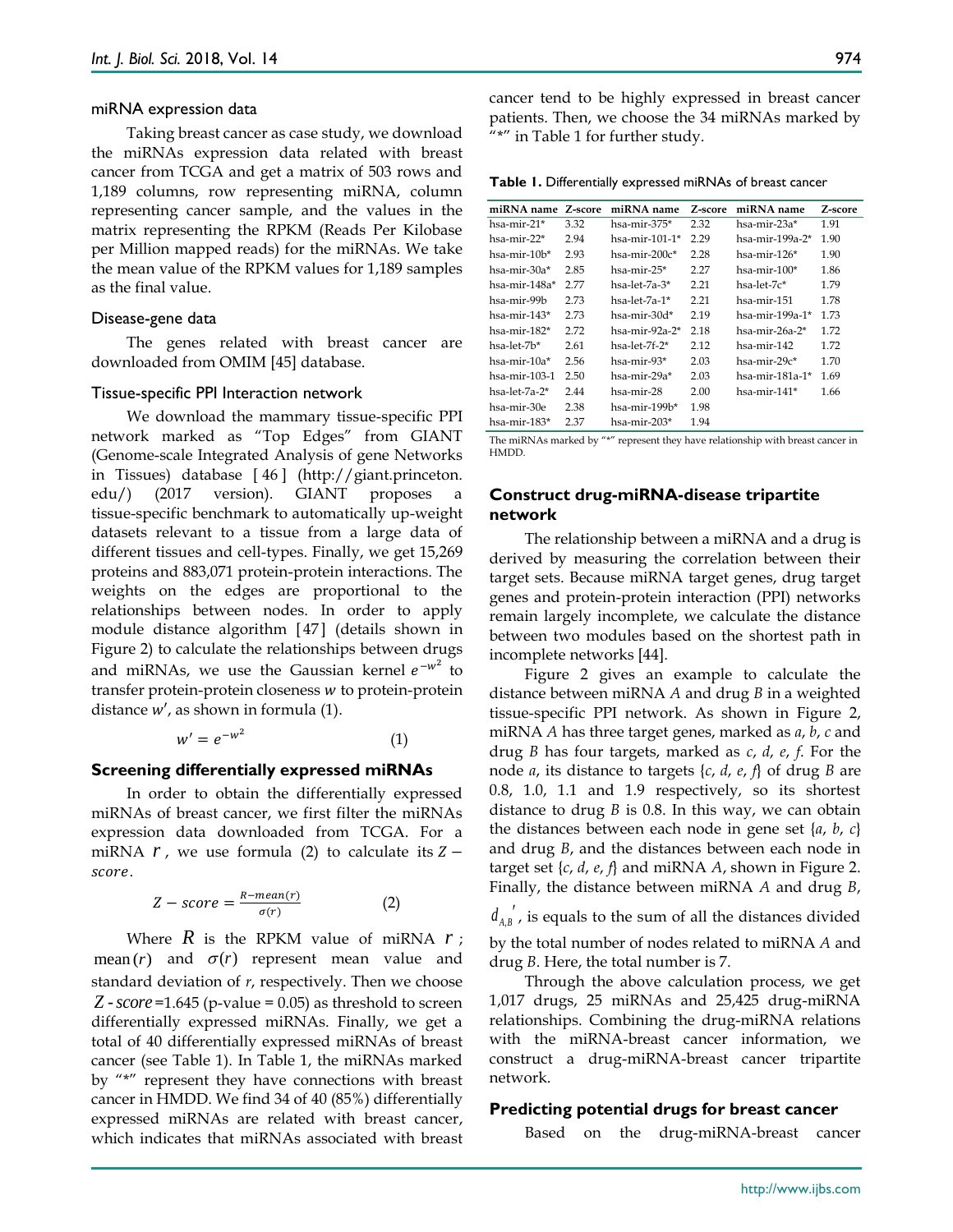### miRNA expression data

Taking breast cancer as case study, we download the miRNAs expression data related with breast cancer from TCGA and get a matrix of 503 rows and 1,189 columns, row representing miRNA, column representing cancer sample, and the values in the matrix representing the RPKM (Reads Per Kilobase per Million mapped reads) for the miRNAs. We take the mean value of the RPKM values for 1,189 samples as the final value.

### Disease-gene data

The genes related with breast cancer are downloaded from OMIM [45] database.

### Tissue-specific PPI Interaction network

We download the mammary tissue-specific PPI network marked as "Top Edges" from GIANT (Genome-scale Integrated Analysis of gene Networks in Tissues) database [46] (http://giant.princeton.edu/) (2017 version). GIANT proposes a tissue-specific benchmark to automatically up-weight datasets relevant to a tissue from a large data of different tissues and cell-types. Finally, we get 15,269 proteins and 883,071 protein-protein interactions. The weights on the edges are proportional to the relationships between nodes. In order to apply module distance algorithm [47] (details shown in Figure 2) to calculate the relationships between drugs and miRNAs, we use the Gaussian kernel $e^{-w^2}$ to transfer protein-protein closeness $w$ to protein-protein distance $w'$, as shown in formula (1).

$$w' = e^{-w^2} \quad (1)$$

## Screening differentially expressed miRNAs

In order to obtain the differentially expressed miRNAs of breast cancer, we first filter the miRNAs expression data downloaded from TCGA. For a miRNA $r$, we use formula (2) to calculate its $Z-score$.

$$Z - score = \frac{R - mean(r)}{\sigma(r)} \quad (2)$$

Where $R$ is the RPKM value of miRNA $r$; $\text{mean}(r)$ and $\sigma(r)$ represent mean value and standard deviation of $r$, respectively. Then we choose $Z\text{-}score$=1.645 (p-value = 0.05) as threshold to screen differentially expressed miRNAs. Finally, we get a total of 40 differentially expressed miRNAs of breast cancer (see Table 1). In Table 1, the miRNAs marked by "*" represent they have connections with breast cancer in HMDD. We find 34 of 40 (85%) differentially expressed miRNAs are related with breast cancer, which indicates that miRNAs associated with breast cancer tend to be highly expressed in breast cancer patients. Then, we choose the 34 miRNAs marked by "*" in Table 1 for further study.

**Table 1.** Differentially expressed miRNAs of breast cancer

| miRNA name | Z-score | miRNA name | Z-score | miRNA name | Z-score |
|---|---|---|---|---|---|
| hsa-mir-21* | 3.32 | hsa-mir-375* | 2.32 | hsa-mir-23a* | 1.91 |
| hsa-mir-22* | 2.94 | hsa-mir-101-1* | 2.29 | hsa-mir-199a-2* | 1.90 |
| hsa-mir-10b* | 2.93 | hsa-mir-200c* | 2.28 | hsa-mir-126* | 1.90 |
| hsa-mir-30a* | 2.85 | hsa-mir-25* | 2.27 | hsa-mir-100* | 1.86 |
| hsa-mir-148a* | 2.77 | hsa-let-7a-3* | 2.21 | hsa-let-7c* | 1.79 |
| hsa-mir-99b | 2.73 | hsa-let-7a-1* | 2.21 | hsa-mir-151 | 1.78 |
| hsa-mir-143* | 2.73 | hsa-mir-30d* | 2.19 | hsa-mir-199a-1* | 1.73 |
| hsa-mir-182* | 2.72 | hsa-mir-92a-2* | 2.18 | hsa-mir-26a-2* | 1.72 |
| hsa-let-7b* | 2.61 | hsa-let-7f-2* | 2.12 | hsa-mir-142 | 1.72 |
| hsa-mir-10a* | 2.56 | hsa-mir-93* | 2.03 | hsa-mir-29c* | 1.70 |
| hsa-mir-103-1 | 2.50 | hsa-mir-29a* | 2.03 | hsa-mir-181a-1* | 1.69 |
| hsa-let-7a-2* | 2.44 | hsa-mir-28 | 2.00 | hsa-mir-141* | 1.66 |
| hsa-mir-30e | 2.38 | hsa-mir-199b* | 1.98 | | |
| hsa-mir-183* | 2.37 | hsa-mir-203* | 1.94 | | |

The miRNAs marked by "*" represent they have relationship with breast cancer in HMDD.

## Construct drug-miRNA-disease tripartite network

The relationship between a miRNA and a drug is derived by measuring the correlation between their target sets. Because miRNA target genes, drug target genes and protein-protein interaction (PPI) networks remain largely incomplete, we calculate the distance between two modules based on the shortest path in incomplete networks [44].

Figure 2 gives an example to calculate the distance between miRNA *A* and drug *B* in a weighted tissue-specific PPI network. As shown in Figure 2, miRNA *A* has three target genes, marked as *a*, *b*, *c* and drug *B* has four targets, marked as *c*, *d*, *e*, *f*. For the node *a*, its distance to targets {*c*, *d*, *e*, *f*} of drug *B* are 0.8, 1.0, 1.1 and 1.9 respectively, so its shortest distance to drug *B* is 0.8. In this way, we can obtain the distances between each node in gene set {*a*, *b*, *c*} and drug *B*, and the distances between each node in target set {*c*, *d*, *e*, *f*} and miRNA *A*, shown in Figure 2. Finally, the distance between miRNA *A* and drug *B*, $d_{A,B}'$, is equals to the sum of all the distances divided by the total number of nodes related to miRNA *A* and drug *B*. Here, the total number is 7.

Through the above calculation process, we get 1,017 drugs, 25 miRNAs and 25,425 drug-miRNA relationships. Combining the drug-miRNA relations with the miRNA-breast cancer information, we construct a drug-miRNA-breast cancer tripartite network.

## Predicting potential drugs for breast cancer

Based on the drug-miRNA-breast cancer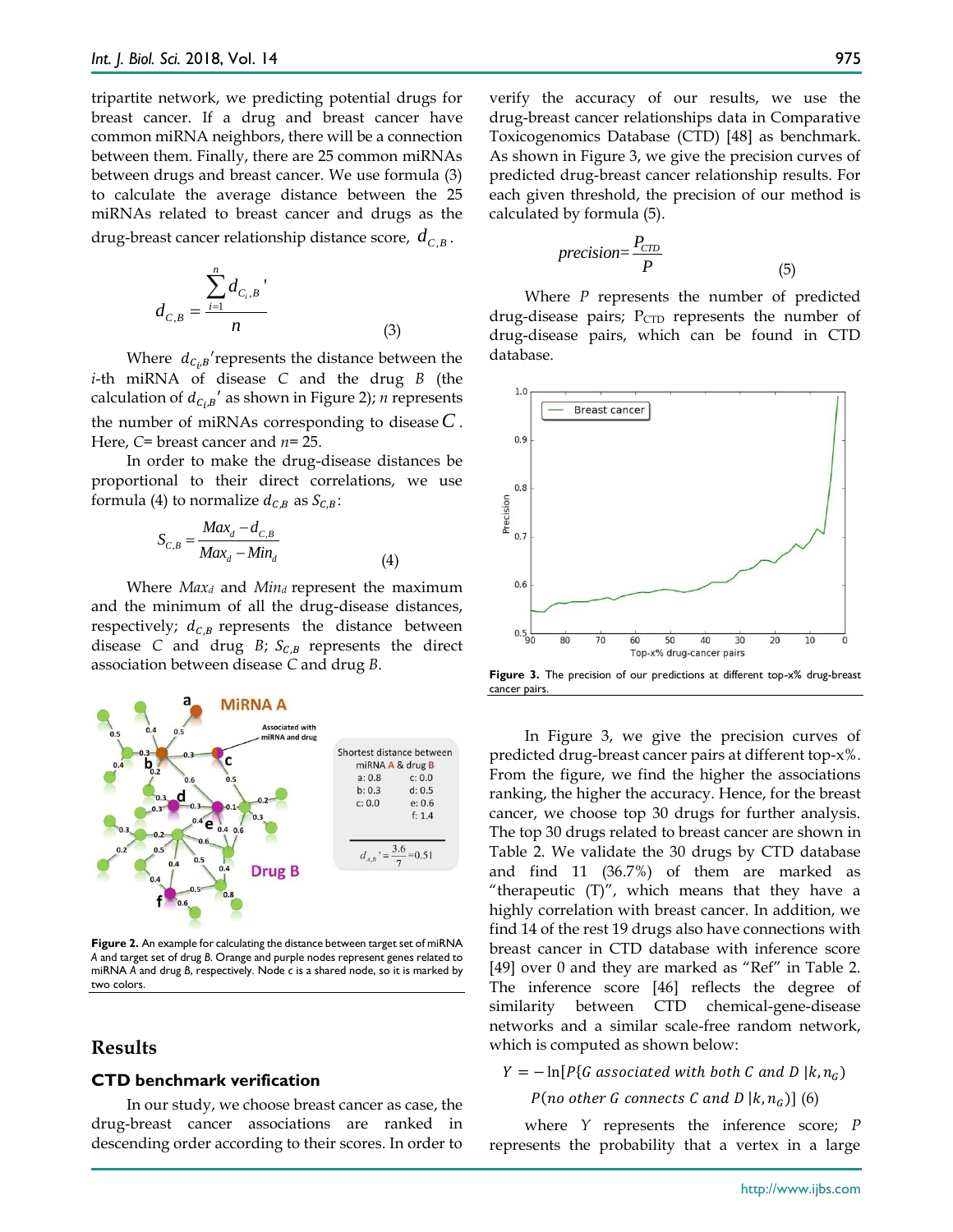tripartite network, we predicting potential drugs for breast cancer. If a drug and breast cancer have common miRNA neighbors, there will be a connection between them. Finally, there are 25 common miRNAs between drugs and breast cancer. We use formula (3) to calculate the average distance between the 25 miRNAs related to breast cancer and drugs as the drug-breast cancer relationship distance score, $d_{C,B}$.

$$d_{C,B} = \frac{\sum_{i=1}^{n} d_{C_i,B}'}{n} \quad (3)$$

Where $d_{C_i B}'$ represents the distance between the $i$-th miRNA of disease $C$ and the drug $B$ (the calculation of $d_{C_i B}'$ as shown in Figure 2); $n$ represents the number of miRNAs corresponding to disease $C$. Here, $C$= breast cancer and $n$= 25.

In order to make the drug-disease distances be proportional to their direct correlations, we use formula (4) to normalize $d_{C,B}$ as $S_{C,B}$:

$$S_{C,B} = \frac{Max_d - d_{C,B}}{Max_d - Min_d} \quad (4)$$

Where $Max_d$ and $Min_d$ represent the maximum and the minimum of all the drug-disease distances, respectively; $d_{C,B}$ represents the distance between disease $C$ and drug $B$; $S_{C,B}$ represents the direct association between disease $C$ and drug $B$.

**Figure 2.** An example for calculating the distance between target set of miRNA *A* and target set of drug *B*. Orange and purple nodes represent genes related to miRNA *A* and drug *B*, respectively. Node *c* is a shared node, so it is marked by two colors.

## Results

### CTD benchmark verification

In our study, we choose breast cancer as case, the drug-breast cancer associations are ranked in descending order according to their scores. In order to verify the accuracy of our results, we use the drug-breast cancer relationships data in Comparative Toxicogenomics Database (CTD) [48] as benchmark. As shown in Figure 3, we give the precision curves of predicted drug-breast cancer relationship results. For each given threshold, the precision of our method is calculated by formula (5).

$$precision = \frac{P_{CTD}}{P} \quad (5)$$

Where $P$ represents the number of predicted drug-disease pairs; $P_{CTD}$ represents the number of drug-disease pairs, which can be found in CTD database.

**Figure 3.** The precision of our predictions at different top-x% drug-breast cancer pairs.

In Figure 3, we give the precision curves of predicted drug-breast cancer pairs at different top-x%. From the figure, we find the higher the associations ranking, the higher the accuracy. Hence, for the breast cancer, we choose top 30 drugs for further analysis. The top 30 drugs related to breast cancer are shown in Table 2. We validate the 30 drugs by CTD database and find 11 (36.7%) of them are marked as "therapeutic (T)", which means that they have a highly correlation with breast cancer. In addition, we find 14 of the rest 19 drugs also have connections with breast cancer in CTD database with inference score [49] over 0 and they are marked as "Ref" in Table 2. The inference score [46] reflects the degree of similarity between CTD chemical-gene-disease networks and a similar scale-free random network, which is computed as shown below:

$$Y = -\ln[P\{G \text{ associated with both } C \text{ and } D \mid k, n_G) \; P(\text{no other } G \text{ connects } C \text{ and } D \mid k, n_G)] \quad (6)$$

where $Y$ represents the inference score; $P$ represents the probability that a vertex in a large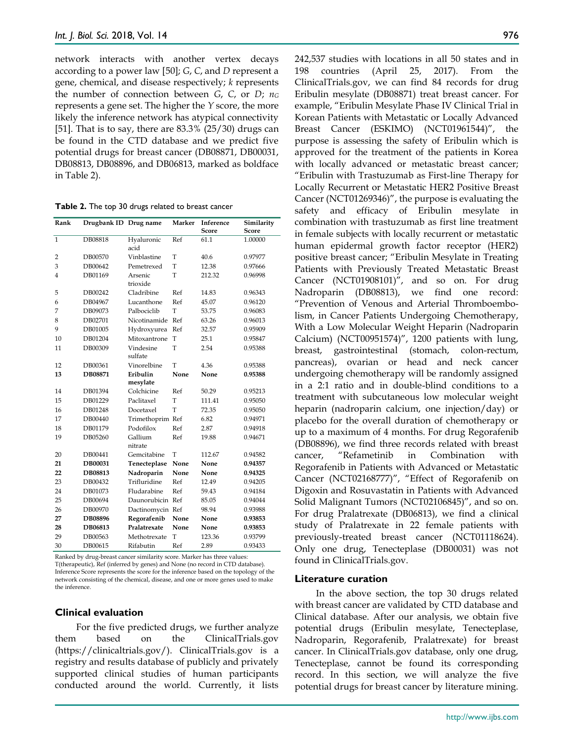network interacts with another vertex decays according to a power law [50]; *G*, *C*, and *D* represent a gene, chemical, and disease respectively; *k* represents the number of connection between *G*, *C*, or *D*; $n_G$ represents a gene set. The higher the *Y* score, the more likely the inference network has atypical connectivity [51]. That is to say, there are 83.3% (25/30) drugs can be found in the CTD database and we predict five potential drugs for breast cancer (DB08871, DB00031, DB08813, DB08896, and DB06813, marked as boldface in Table 2).

**Table 2.** The top 30 drugs related to breast cancer

| Rank | Drugbank ID | Drug name | Marker | Inference Score | Similarity Score |
|---|---|---|---|---|---|
| 1 | DB08818 | Hyaluronic acid | Ref | 61.1 | 1.00000 |
| 2 | DB00570 | Vinblastine | T | 40.6 | 0.97977 |
| 3 | DB00642 | Pemetrexed | T | 12.38 | 0.97666 |
| 4 | DB01169 | Arsenic trioxide | T | 212.32 | 0.96998 |
| 5 | DB00242 | Cladribine | Ref | 14.83 | 0.96343 |
| 6 | DB04967 | Lucanthone | Ref | 45.07 | 0.96120 |
| 7 | DB09073 | Palbociclib | T | 53.75 | 0.96083 |
| 8 | DB02701 | Nicotinamide | Ref | 63.26 | 0.96013 |
| 9 | DB01005 | Hydroxyurea | Ref | 32.57 | 0.95909 |
| 10 | DB01204 | Mitoxantrone | T | 25.1 | 0.95847 |
| 11 | DB00309 | Vindesine sulfate | T | 2.54 | 0.95388 |
| 12 | DB00361 | Vinorelbine | T | 4.36 | 0.95388 |
| **13** | **DB08871** | **Eribulin mesylate** | **None** | **None** | **0.95388** |
| 14 | DB01394 | Colchicine | Ref | 50.29 | 0.95213 |
| 15 | DB01229 | Paclitaxel | T | 111.41 | 0.95050 |
| 16 | DB01248 | Docetaxel | T | 72.35 | 0.95050 |
| 17 | DB00440 | Trimethoprim | Ref | 6.82 | 0.94971 |
| 18 | DB01179 | Podofilox | Ref | 2.87 | 0.94918 |
| 19 | DB05260 | Gallium nitrate | Ref | 19.88 | 0.94671 |
| 20 | DB00441 | Gemcitabine | T | 112.67 | 0.94582 |
| **21** | **DB00031** | **Tenecteplase** | **None** | **None** | **0.94357** |
| **22** | **DB08813** | **Nadroparin** | **None** | **None** | **0.94325** |
| 23 | DB00432 | Trifluridine | Ref | 12.49 | 0.94205 |
| 24 | DB01073 | Fludarabine | Ref | 59.43 | 0.94184 |
| 25 | DB00694 | Daunorubicin | Ref | 85.05 | 0.94044 |
| 26 | DB00970 | Dactinomycin | Ref | 98.94 | 0.93988 |
| **27** | **DB08896** | **Regorafenib** | **None** | **None** | **0.93853** |
| **28** | **DB06813** | **Pralatrexate** | **None** | **None** | **0.93853** |
| 29 | DB00563 | Methotrexate | T | 123.36 | 0.93799 |
| 30 | DB00615 | Rifabutin | Ref | 2.89 | 0.93433 |

Ranked by drug-breast cancer similarity score. Marker has three values: T(therapeutic), Ref (inferred by genes) and None (no record in CTD database). Inference Score represents the score for the inference based on the topology of the network consisting of the chemical, disease, and one or more genes used to make the inference.

## Clinical evaluation

For the five predicted drugs, we further analyze them based on the ClinicalTrials.gov (https://clinicaltrials.gov/). ClinicalTrials.gov is a registry and results database of publicly and privately supported clinical studies of human participants conducted around the world. Currently, it lists 242,537 studies with locations in all 50 states and in 198 countries (April 25, 2017). From the ClinicalTrials.gov, we can find 84 records for drug Eribulin mesylate (DB08871) treat breast cancer. For example, "Eribulin Mesylate Phase IV Clinical Trial in Korean Patients with Metastatic or Locally Advanced Breast Cancer (ESKIMO) (NCT01961544)", the purpose is assessing the safety of Eribulin which is approved for the treatment of the patients in Korea with locally advanced or metastatic breast cancer; "Eribulin with Trastuzumab as First-line Therapy for Locally Recurrent or Metastatic HER2 Positive Breast Cancer (NCT01269346)", the purpose is evaluating the safety and efficacy of Eribulin mesylate in combination with trastuzumab as first line treatment in female subjects with locally recurrent or metastatic human epidermal growth factor receptor (HER2) positive breast cancer; "Eribulin Mesylate in Treating Patients with Previously Treated Metastatic Breast Cancer (NCT01908101)", and so on. For drug Nadroparin (DB08813), we find one record: "Prevention of Venous and Arterial Thromboembolism, in Cancer Patients Undergoing Chemotherapy, With a Low Molecular Weight Heparin (Nadroparin Calcium) (NCT00951574)", 1200 patients with lung, breast, gastrointestinal (stomach, colon-rectum, pancreas), ovarian or head and neck cancer undergoing chemotherapy will be randomly assigned in a 2:1 ratio and in double-blind conditions to a treatment with subcutaneous low molecular weight heparin (nadroparin calcium, one injection/day) or placebo for the overall duration of chemotherapy or up to a maximum of 4 months. For drug Regorafenib (DB08896), we find three records related with breast cancer, "Refametinib in Combination with Regorafenib in Patients with Advanced or Metastatic Cancer (NCT02168777)", "Effect of Regorafenib on Digoxin and Rosuvastatin in Patients with Advanced Solid Malignant Tumors (NCT02106845)", and so on. For drug Pralatrexate (DB06813), we find a clinical study of Pralatrexate in 22 female patients with previously-treated breast cancer (NCT01118624). Only one drug, Tenecteplase (DB00031) was not found in ClinicalTrials.gov.

## Literature curation

In the above section, the top 30 drugs related with breast cancer are validated by CTD database and Clinical database. After our analysis, we obtain five potential drugs (Eribulin mesylate, Tenecteplase, Nadroparin, Regorafenib, Pralatrexate) for breast cancer. In ClinicalTrials.gov database, only one drug, Tenecteplase, cannot be found its corresponding record. In this section, we will analyze the five potential drugs for breast cancer by literature mining.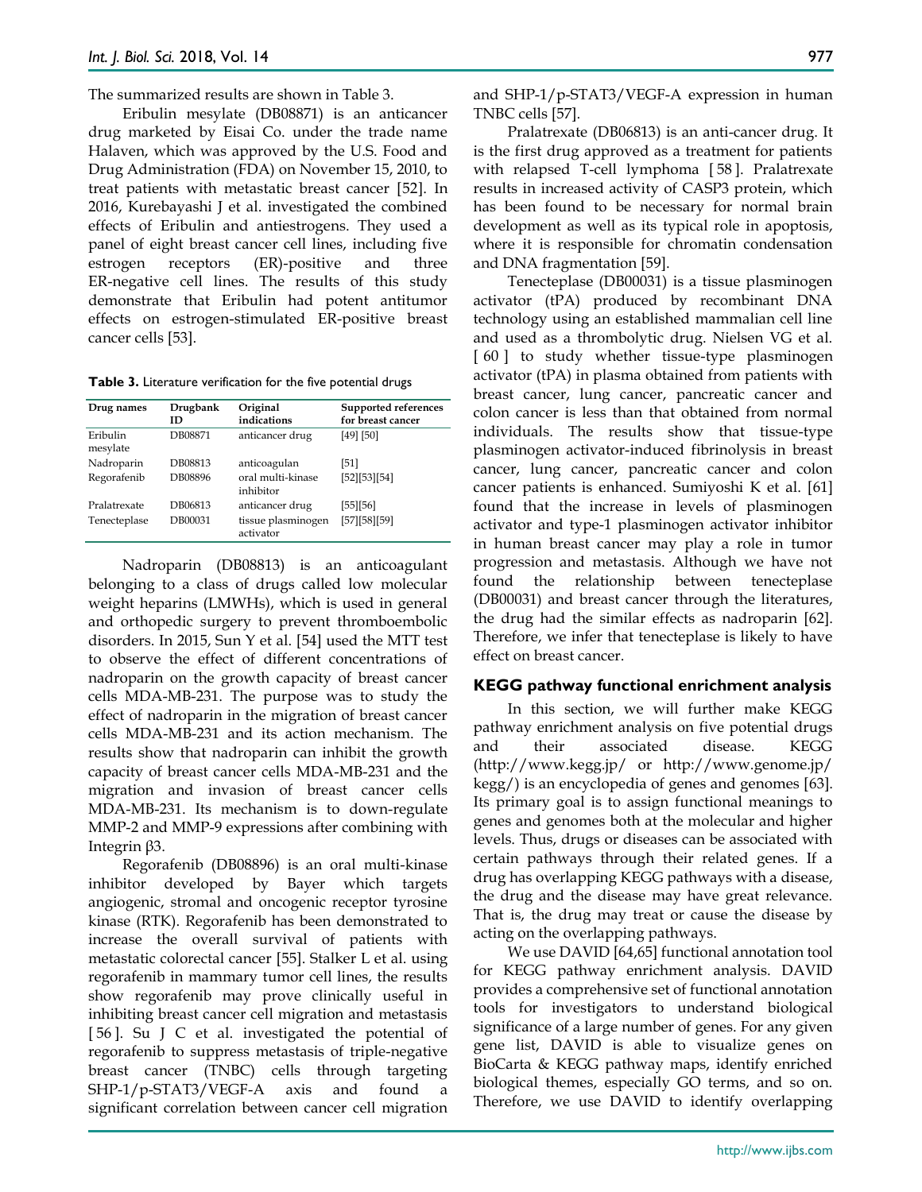The summarized results are shown in Table 3.

Eribulin mesylate (DB08871) is an anticancer drug marketed by Eisai Co. under the trade name Halaven, which was approved by the U.S. Food and Drug Administration (FDA) on November 15, 2010, to treat patients with metastatic breast cancer [52]. In 2016, Kurebayashi J et al. investigated the combined effects of Eribulin and antiestrogens. They used a panel of eight breast cancer cell lines, including five estrogen receptors (ER)-positive and three ER-negative cell lines. The results of this study demonstrate that Eribulin had potent antitumor effects on estrogen-stimulated ER-positive breast cancer cells [53].

**Table 3.** Literature verification for the five potential drugs

| Drug names | Drugbank ID | Original indications | Supported references for breast cancer |
|---|---|---|---|
| Eribulin mesylate | DB08871 | anticancer drug | [49] [50] |
| Nadroparin | DB08813 | anticoagulan | [51] |
| Regorafenib | DB08896 | oral multi-kinase inhibitor | [52][53][54] |
| Pralatrexate | DB06813 | anticancer drug | [55][56] |
| Tenecteplase | DB00031 | tissue plasminogen activator | [57][58][59] |

Nadroparin (DB08813) is an anticoagulant belonging to a class of drugs called low molecular weight heparins (LMWHs), which is used in general and orthopedic surgery to prevent thromboembolic disorders. In 2015, Sun Y et al. [54] used the MTT test to observe the effect of different concentrations of nadroparin on the growth capacity of breast cancer cells MDA-MB-231. The purpose was to study the effect of nadroparin in the migration of breast cancer cells MDA-MB-231 and its action mechanism. The results show that nadroparin can inhibit the growth capacity of breast cancer cells MDA-MB-231 and the migration and invasion of breast cancer cells MDA-MB-231. Its mechanism is to down-regulate MMP-2 and MMP-9 expressions after combining with Integrin β3.

Regorafenib (DB08896) is an oral multi-kinase inhibitor developed by Bayer which targets angiogenic, stromal and oncogenic receptor tyrosine kinase (RTK). Regorafenib has been demonstrated to increase the overall survival of patients with metastatic colorectal cancer [55]. Stalker L et al. using regorafenib in mammary tumor cell lines, the results show regorafenib may prove clinically useful in inhibiting breast cancer cell migration and metastasis [56]. Su J C et al. investigated the potential of regorafenib to suppress metastasis of triple-negative breast cancer (TNBC) cells through targeting SHP-1/p-STAT3/VEGF-A axis and found a significant correlation between cancer cell migration and SHP-1/p-STAT3/VEGF-A expression in human TNBC cells [57].

Pralatrexate (DB06813) is an anti-cancer drug. It is the first drug approved as a treatment for patients with relapsed T-cell lymphoma [58]. Pralatrexate results in increased activity of CASP3 protein, which has been found to be necessary for normal brain development as well as its typical role in apoptosis, where it is responsible for chromatin condensation and DNA fragmentation [59].

Tenecteplase (DB00031) is a tissue plasminogen activator (tPA) produced by recombinant DNA technology using an established mammalian cell line and used as a thrombolytic drug. Nielsen VG et al. [60] to study whether tissue-type plasminogen activator (tPA) in plasma obtained from patients with breast cancer, lung cancer, pancreatic cancer and colon cancer is less than that obtained from normal individuals. The results show that tissue-type plasminogen activator-induced fibrinolysis in breast cancer, lung cancer, pancreatic cancer and colon cancer patients is enhanced. Sumiyoshi K et al. [61] found that the increase in levels of plasminogen activator and type-1 plasminogen activator inhibitor in human breast cancer may play a role in tumor progression and metastasis. Although we have not found the relationship between tenecteplase (DB00031) and breast cancer through the literatures, the drug had the similar effects as nadroparin [62]. Therefore, we infer that tenecteplase is likely to have effect on breast cancer.

## KEGG pathway functional enrichment analysis

In this section, we will further make KEGG pathway enrichment analysis on five potential drugs and their associated disease. KEGG (http://www.kegg.jp/ or http://www.genome.jp/kegg/) is an encyclopedia of genes and genomes [63]. Its primary goal is to assign functional meanings to genes and genomes both at the molecular and higher levels. Thus, drugs or diseases can be associated with certain pathways through their related genes. If a drug has overlapping KEGG pathways with a disease, the drug and the disease may have great relevance. That is, the drug may treat or cause the disease by acting on the overlapping pathways.

We use DAVID [64,65] functional annotation tool for KEGG pathway enrichment analysis. DAVID provides a comprehensive set of functional annotation tools for investigators to understand biological significance of a large number of genes. For any given gene list, DAVID is able to visualize genes on BioCarta & KEGG pathway maps, identify enriched biological themes, especially GO terms, and so on. Therefore, we use DAVID to identify overlapping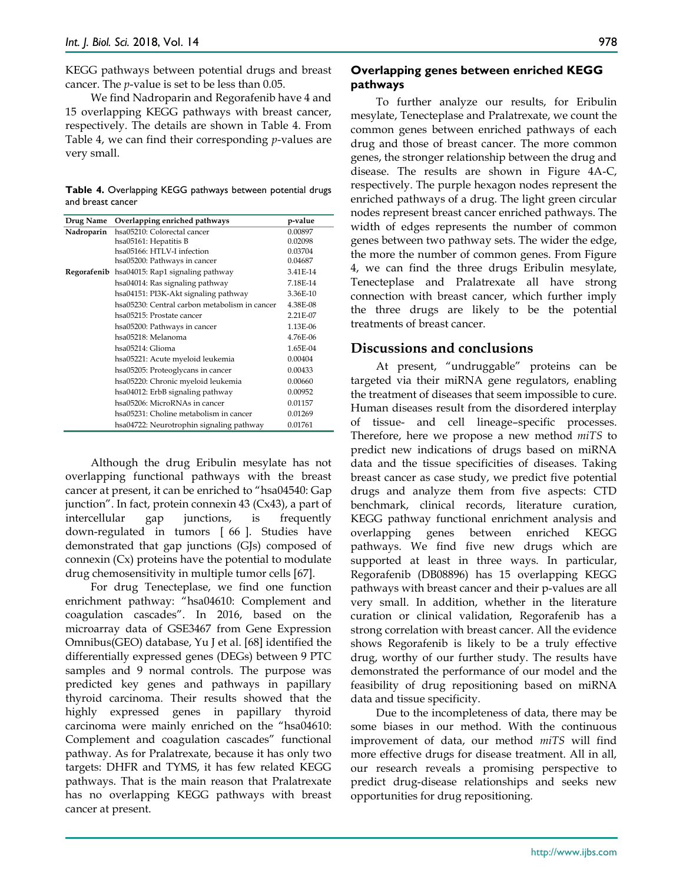KEGG pathways between potential drugs and breast cancer. The *p*-value is set to be less than 0.05.

We find Nadroparin and Regorafenib have 4 and 15 overlapping KEGG pathways with breast cancer, respectively. The details are shown in Table 4. From Table 4, we can find their corresponding *p*-values are very small.

**Table 4.** Overlapping KEGG pathways between potential drugs and breast cancer

| Drug Name | Overlapping enriched pathways | p-value |
|---|---|---|
| **Nadroparin** | hsa05210: Colorectal cancer | 0.00897 |
| | hsa05161: Hepatitis B | 0.02098 |
| | hsa05166: HTLV-I infection | 0.03704 |
| | hsa05200: Pathways in cancer | 0.04687 |
| **Regorafenib** | hsa04015: Rap1 signaling pathway | 3.41E-14 |
| | hsa04014: Ras signaling pathway | 7.18E-14 |
| | hsa04151: PI3K-Akt signaling pathway | 3.36E-10 |
| | hsa05230: Central carbon metabolism in cancer | 4.38E-08 |
| | hsa05215: Prostate cancer | 2.21E-07 |
| | hsa05200: Pathways in cancer | 1.13E-06 |
| | hsa05218: Melanoma | 4.76E-06 |
| | hsa05214: Glioma | 1.65E-04 |
| | hsa05221: Acute myeloid leukemia | 0.00404 |
| | hsa05205: Proteoglycans in cancer | 0.00433 |
| | hsa05220: Chronic myeloid leukemia | 0.00660 |
| | hsa04012: ErbB signaling pathway | 0.00952 |
| | hsa05206: MicroRNAs in cancer | 0.01157 |
| | hsa05231: Choline metabolism in cancer | 0.01269 |
| | hsa04722: Neurotrophin signaling pathway | 0.01761 |

Although the drug Eribulin mesylate has not overlapping functional pathways with the breast cancer at present, it can be enriched to "hsa04540: Gap junction". In fact, protein connexin 43 (Cx43), a part of intercellular gap junctions, is frequently down-regulated in tumors [ 66 ]. Studies have demonstrated that gap junctions (GJs) composed of connexin (Cx) proteins have the potential to modulate drug chemosensitivity in multiple tumor cells [67].

For drug Tenecteplase, we find one function enrichment pathway: "hsa04610: Complement and coagulation cascades". In 2016, based on the microarray data of GSE3467 from Gene Expression Omnibus(GEO) database, Yu J et al. [68] identified the differentially expressed genes (DEGs) between 9 PTC samples and 9 normal controls. The purpose was predicted key genes and pathways in papillary thyroid carcinoma. Their results showed that the highly expressed genes in papillary thyroid carcinoma were mainly enriched on the "hsa04610: Complement and coagulation cascades" functional pathway. As for Pralatrexate, because it has only two targets: DHFR and TYMS, it has few related KEGG pathways. That is the main reason that Pralatrexate has no overlapping KEGG pathways with breast cancer at present.

### Overlapping genes between enriched KEGG pathways

To further analyze our results, for Eribulin mesylate, Tenecteplase and Pralatrexate, we count the common genes between enriched pathways of each drug and those of breast cancer. The more common genes, the stronger relationship between the drug and disease. The results are shown in Figure 4A-C, respectively. The purple hexagon nodes represent the enriched pathways of a drug. The light green circular nodes represent breast cancer enriched pathways. The width of edges represents the number of common genes between two pathway sets. The wider the edge, the more the number of common genes. From Figure 4, we can find the three drugs Eribulin mesylate, Tenecteplase and Pralatrexate all have strong connection with breast cancer, which further imply the three drugs are likely to be the potential treatments of breast cancer.

## Discussions and conclusions

At present, "undruggable" proteins can be targeted via their miRNA gene regulators, enabling the treatment of diseases that seem impossible to cure. Human diseases result from the disordered interplay of tissue- and cell lineage–specific processes. Therefore, here we propose a new method *miTS* to predict new indications of drugs based on miRNA data and the tissue specificities of diseases. Taking breast cancer as case study, we predict five potential drugs and analyze them from five aspects: CTD benchmark, clinical records, literature curation, KEGG pathway functional enrichment analysis and overlapping genes between enriched KEGG pathways. We find five new drugs which are supported at least in three ways. In particular, Regorafenib (DB08896) has 15 overlapping KEGG pathways with breast cancer and their p-values are all very small. In addition, whether in the literature curation or clinical validation, Regorafenib has a strong correlation with breast cancer. All the evidence shows Regorafenib is likely to be a truly effective drug, worthy of our further study. The results have demonstrated the performance of our model and the feasibility of drug repositioning based on miRNA data and tissue specificity.

Due to the incompleteness of data, there may be some biases in our method. With the continuous improvement of data, our method *miTS* will find more effective drugs for disease treatment. All in all, our research reveals a promising perspective to predict drug-disease relationships and seeks new opportunities for drug repositioning.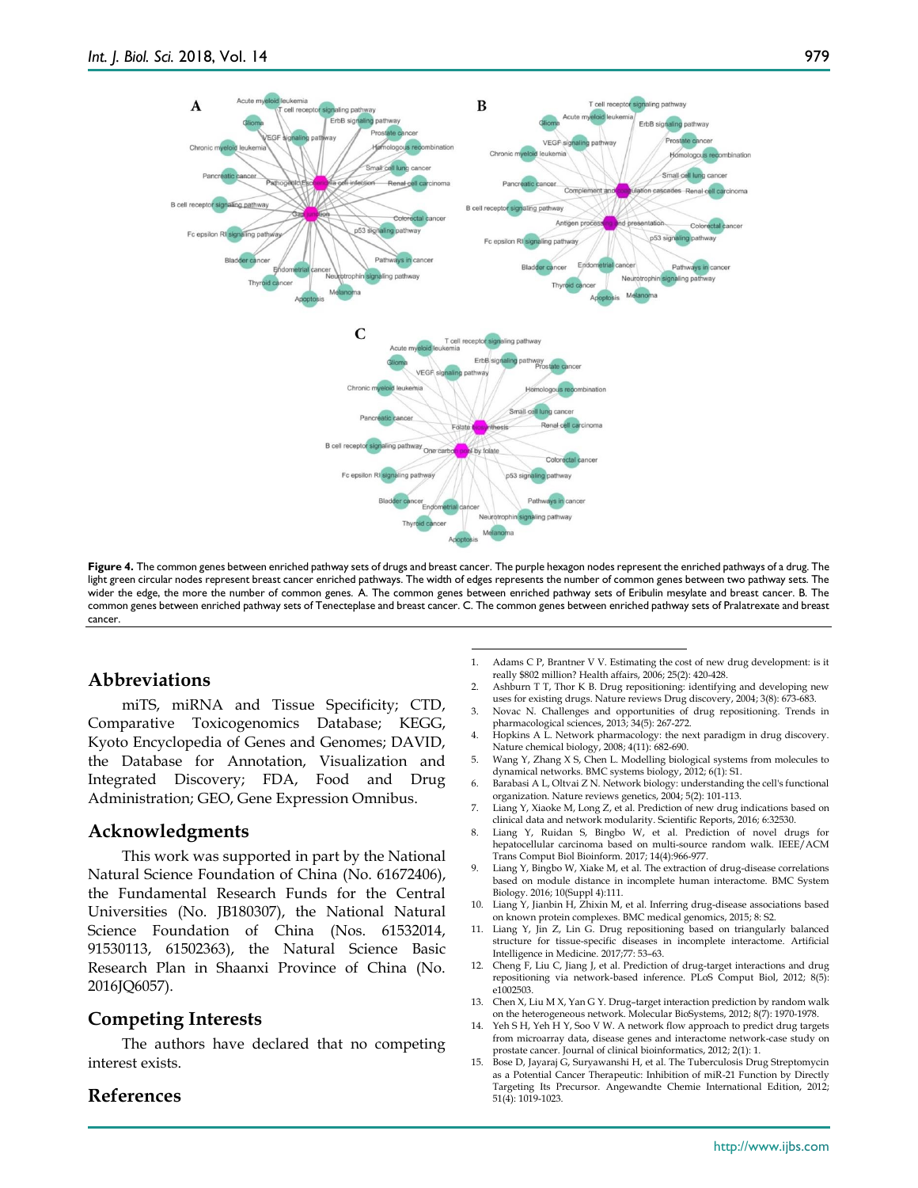Figure 4. The common genes between enriched pathway sets of drugs and breast cancer. The purple hexagon nodes represent the enriched pathways of a drug. The light green circular nodes represent breast cancer enriched pathways. The width of edges represents the number of common genes between two pathway sets. The wider the edge, the more the number of common genes. A. The common genes between enriched pathway sets of Eribulin mesylate and breast cancer. B. The common genes between enriched pathway sets of Tenecteplase and breast cancer. C. The common genes between enriched pathway sets of Pralatrexate and breast cancer.

## Abbreviations

miTS, miRNA and Tissue Specificity; CTD, Comparative Toxicogenomics Database; KEGG, Kyoto Encyclopedia of Genes and Genomes; DAVID, the Database for Annotation, Visualization and Integrated Discovery; FDA, Food and Drug Administration; GEO, Gene Expression Omnibus.

## Acknowledgments

This work was supported in part by the National Natural Science Foundation of China (No. 61672406), the Fundamental Research Funds for the Central Universities (No. JB180307), the National Natural Science Foundation of China (Nos. 61532014, 91530113, 61502363), the Natural Science Basic Research Plan in Shaanxi Province of China (No. 2016JQ6057).

## Competing Interests

The authors have declared that no competing interest exists.

## References

1. Adams C P, Brantner V V. Estimating the cost of new drug development: is it really $802 million? Health affairs, 2006; 25(2): 420-428.
2. Ashburn T T, Thor K B. Drug repositioning: identifying and developing new uses for existing drugs. Nature reviews Drug discovery, 2004; 3(8): 673-683.
3. Novac N. Challenges and opportunities of drug repositioning. Trends in pharmacological sciences, 2013; 34(5): 267-272.
4. Hopkins A L. Network pharmacology: the next paradigm in drug discovery. Nature chemical biology, 2008; 4(11): 682-690.
5. Wang Y, Zhang X S, Chen L. Modelling biological systems from molecules to dynamical networks. BMC systems biology, 2012; 6(1): S1.
6. Barabasi A L, Oltvai Z N. Network biology: understanding the cell's functional organization. Nature reviews genetics, 2004; 5(2): 101-113.
7. Liang Y, Xiaoke M, Long Z, et al. Prediction of new drug indications based on clinical data and network modularity. Scientific Reports, 2016; 6:32530.
8. Liang Y, Ruidan S, Bingbo W, et al. Prediction of novel drugs for hepatocellular carcinoma based on multi-source random walk. IEEE/ACM Trans Comput Biol Bioinform. 2017; 14(4):966-977.
9. Liang Y, Bingbo W, Xiake M, et al. The extraction of drug-disease correlations based on module distance in incomplete human interactome. BMC System Biology. 2016; 10(Suppl 4):111.
10. Liang Y, Jianbin H, Zhixin M, et al. Inferring drug-disease associations based on known protein complexes. BMC medical genomics, 2015; 8: S2.
11. Liang Y, Jin Z, Lin G. Drug repositioning based on triangularly balanced structure for tissue-specific diseases in incomplete interactome. Artificial Intelligence in Medicine. 2017;77: 53–63.
12. Cheng F, Liu C, Jiang J, et al. Prediction of drug-target interactions and drug repositioning via network-based inference. PLoS Comput Biol, 2012; 8(5): e1002503.
13. Chen X, Liu M X, Yan G Y. Drug–target interaction prediction by random walk on the heterogeneous network. Molecular BioSystems, 2012; 8(7): 1970-1978.
14. Yeh S H, Yeh H Y, Soo V W. A network flow approach to predict drug targets from microarray data, disease genes and interactome network-case study on prostate cancer. Journal of clinical bioinformatics, 2012; 2(1): 1.
15. Bose D, Jayaraj G, Suryawanshi H, et al. The Tuberculosis Drug Streptomycin as a Potential Cancer Therapeutic: Inhibition of miR-21 Function by Directly Targeting Its Precursor. Angewandte Chemie International Edition, 2012; 51(4): 1019-1023.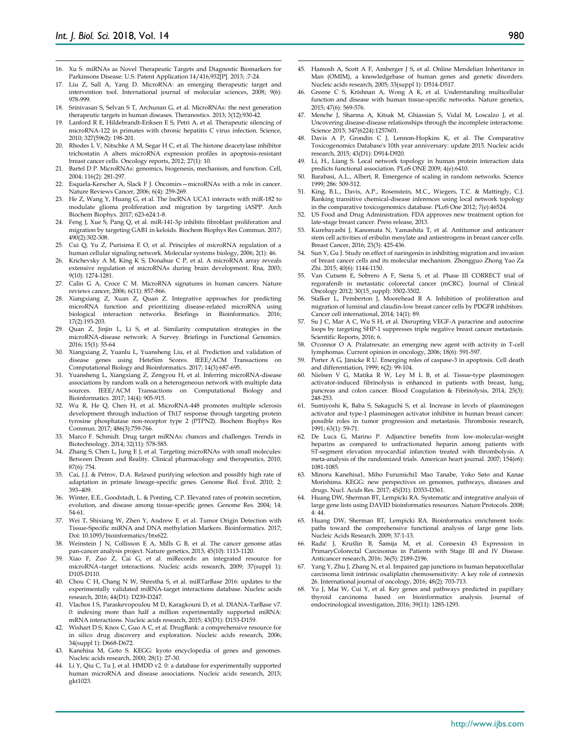16. Xu S. miRNAs as Novel Therapeutic Targets and Diagnostic Biomarkers for Parkinsons Disease: U.S. Patent Application 14/416,932[P]. 2013; :7-24.
17. Liu Z, Sall A, Yang D. MicroRNA: an emerging therapeutic target and intervention tool. International journal of molecular sciences, 2008; 9(6): 978-999.
18. Srinivasan S, Selvan S T, Archunan G, et al. MicroRNAs: the next generation therapeutic targets in human diseases. Theranostics. 2013; 3(12):930-42.
19. Lanford R E, Hildebrandt-Eriksen E S, Petri A, et al. Therapeutic silencing of microRNA-122 in primates with chronic hepatitis C virus infection. Science, 2010; 327(5962): 198-201.
20. Rhodes L V, Nitschke A M, Segar H C, et al. The histone deacetylase inhibitor trichostatin A alters microRNA expression profiles in apoptosis-resistant breast cancer cells. Oncology reports, 2012; 27(1): 10.
21. Bartel D P. MicroRNAs: genomics, biogenesis, mechanism, and function. Cell, 2004; 116(2): 281-297.
22. Esquela-Kerscher A, Slack F J. Oncomirs—microRNAs with a role in cancer. Nature Reviews Cancer, 2006; 6(4): 259-269.
23. He Z, Wang Y, Huang G, et al. The lncRNA UCA1 interacts with miR-182 to modulate glioma proliferation and migration by targeting iASPP. Arch Biochem Biophys. 2017; 623-624:1-8.
24. Feng J, Xue S, Pang Q, et al. miR-141-3p inhibits fibroblast proliferation and migration by targeting GAB1 in keloids. Biochem Biophys Res Commun. 2017; 490(2):302-308.
25. Cui Q, Yu Z, Purisima E O, et al. Principles of microRNA regulation of a human cellular signaling network. Molecular systems biology, 2006; 2(1): 46.
26. Krichevsky A M, King K S, Donahue C P, et al. A microRNA array reveals extensive regulation of microRNAs during brain development. Rna, 2003; 9(10): 1274-1281.
27. Calin G A, Croce C M. MicroRNA signatures in human cancers. Nature reviews cancer, 2006; 6(11): 857-866.
28. Xiangxiang Z, Xuan Z, Quan Z. Integrative approaches for predicting microRNA function and prioritizing disease-related microRNA using biological interaction networks. Briefings in Bioinformatics. 2016; 17(2):193-203.
29. Quan Z, Jinjin L, Li S, et al. Similarity computation strategies in the microRNA-disease network: A Survey. Briefings in Functional Genomics. 2016; 15(1): 55-64
30. Xiangxiang Z, Yuanlu L, Yuansheng Liu, et al. Prediction and validation of disease genes using HeteSim Scores. IEEE/ACM Transactions on Computational Biology and Bioinformatics. 2017; 14(3):687-695.
31. Yuansheng L, Xiangxiang Z, Zengyou H, et al. Inferring microRNA-disease associations by random walk on a heterogeneous network with multiple data sources. IEEE/ACM Transactions on Computational Biology and Bioinformatics. 2017; 14(4): 905-915.
32. Wu R, He Q, Chen H, et al. MicroRNA-448 promotes multiple sclerosis development through induction of Th17 response through targeting protein tyrosine phosphatase non-receptor type 2 (PTPN2). Biochem Biophys Res Commun. 2017; 486(3):759-766.
33. Marco F. Schmidt. Drug target miRNAs: chances and challenges. Trends in Biotechnology. 2014; 32(11): 578-585.
34. Zhang S, Chen L, Jung E J, et al. Targeting microRNAs with small molecules: Between Dream and Reality. Clinical pharmacology and therapeutics, 2010; 87(6): 754.
35. Cai, J.J. & Petrov, D.A. Relaxed purifying selection and possibly high rate of adaptation in primate lineage-specific genes. Genome Biol. Evol. 2010; 2: 393–409.
36. Winter, E.E., Goodstadt, L. & Ponting, C.P. Elevated rates of protein secretion, evolution, and disease among tissue-specific genes. Genome Res. 2004; 14: 54-61.
37. Wei T, Shixiang W, Zhen Y, Andrew E. et al. Tumor Origin Detection with Tissue-Specific miRNA and DNA methylation Markers. Bioinformatics. 2017; Doi: 10.1093/bioinformatics/btx622.
38. Weinstein J N, Collisson E A, Mills G B, et al. The cancer genome atlas pan-cancer analysis project. Nature genetics, 2013; 45(10): 1113-1120.
39. Xiao F, Zuo Z, Cai G, et al. miRecords: an integrated resource for microRNA–target interactions. Nucleic acids research, 2009; 37(suppl 1): D105-D110.
40. Chou C H, Chang N W, Shrestha S, et al. miRTarBase 2016: updates to the experimentally validated miRNA-target interactions database. Nucleic acids research, 2016; 44(D1): D239-D247.
41. Vlachos I S, Paraskevopoulou M D, Karagkouni D, et al. DIANA-TarBase v7. 0: indexing more than half a million experimentally supported miRNA: mRNA interactions. Nucleic acids research, 2015; 43(D1): D153-D159.
42. Wishart D S, Knox C, Guo A C, et al. DrugBank: a comprehensive resource for in silico drug discovery and exploration. Nucleic acids research, 2006; 34(suppl 1): D668-D672.
43. Kanehisa M, Goto S. KEGG: kyoto encyclopedia of genes and genomes. Nucleic acids research, 2000; 28(1): 27-30.
44. Li Y, Qiu C, Tu J, et al. HMDD v2. 0: a database for experimentally supported human microRNA and disease associations. Nucleic acids research, 2013; gkt1023.
45. Hamosh A, Scott A F, Amberger J S, et al. Online Mendelian Inheritance in Man (OMIM), a knowledgebase of human genes and genetic disorders. Nucleic acids research, 2005; 33(suppl 1): D514-D517.
46. Greene C S, Krishnan A, Wong A K, et al. Understanding multicellular function and disease with human tissue-specific networks. Nature genetics, 2015; 47(6): 569-576.
47. Menche J, Sharma A, Kitsak M, Ghiassian S, Vidal M, Loscalzo J, et al. Uncovering disease-disease relationships through the incomplete interactome. Science 2015; 347(6224):1257601.
48. Davis A P, Grondin C J, Lennon-Hopkins K, et al. The Comparative Toxicogenomics Database's 10th year anniversary: update 2015. Nucleic acids research, 2015; 43(D1): D914-D920.
49. Li, H., Liang S. Local network topology in human protein interaction data predicts functional association. PLoS ONE 2009; 4(e):6410.
50. Barabasi, A.L., Albert, R. Emergence of scaling in random networks. Science 1999; 286: 509-512.
51. King, B.L., Davis, A.P., Rosenstein, M.C., Wiegers, T.C. & Mattingly, C.J. Ranking transitive chemical-disease inferences using local network topology in the comparative toxicogenomics database. PLoS One 2012; 7(e):46524.
52. US Food and Drug Administration. FDA approves new treatment option for late-stage breast cancer. Press release, 2013.
53. Kurebayashi J, Kanomata N, Yamashita T, et al. Antitumor and anticancer stem cell activities of eribulin mesylate and antiestrogens in breast cancer cells. Breast Cancer, 2016; 23(3): 425-436.
54. Sun Y, Gu J. Study on effect of naringenin in inhibiting migration and invasion of breast cancer cells and its molecular mechanism. Zhongguo Zhong Yao Za Zhi. 2015; 40(6): 1144-1150.
55. Van Cutsem E, Sobrero A F, Siena S, et al. Phase III CORRECT trial of regorafenib in metastatic colorectal cancer (mCRC). Journal of Clinical Oncology 2012; 30(15_suppl): 3502-3502.
56. Stalker L, Pemberton J, Moorehead R A. Inhibition of proliferation and migration of luminal and claudin-low breast cancer cells by PDGFR inhibitors. Cancer cell international, 2014; 14(1): 89.
57. Su J C, Mar A C, Wu S H, et al. Disrupting VEGF-A paracrine and autocrine loops by targeting SHP-1 suppresses triple negative breast cancer metastasis. Scientific Reports, 2016; 6.
58. O'connor O A. Pralatrexate: an emerging new agent with activity in T-cell lymphomas. Current opinion in oncology, 2006; 18(6): 591-597.
59. Porter A G, Jänicke R U. Emerging roles of caspase-3 in apoptosis. Cell death and differentiation, 1999; 6(2): 99-104.
60. Nielsen V G, Matika R W, Ley M L B, et al. Tissue-type plasminogen activator-induced fibrinolysis is enhanced in patients with breast, lung, pancreas and colon cancer. Blood Coagulation & Fibrinolysis, 2014; 25(3): 248-253.
61. Sumiyoshi K, Baba S, Sakaguchi S, et al. Increase in levels of plasminogen activator and type-1 plasminogen activator inhibitor in human breast cancer: possible roles in tumor progression and metastasis. Thrombosis research, 1991; 63(1): 59-71.
62. De Luca G, Marino P. Adjunctive benefits from low-molecular-weight heparins as compared to unfractionated heparin among patients with ST-segment elevation myocardial infarction treated with thrombolysis. A meta-analysis of the randomized trials. American heart journal. 2007; 154(e6): 1081-1085.
63. Minoru Kanehisa1, Miho Furumichi1 Mao Tanabe, Yoko Sato and Kanae Morishima. KEGG: new perspectives on genomes, pathways, diseases and drugs. Nucl. Acids Res. 2017; 45(D1): D353-D361.
64. Huang DW, Sherman BT, Lempicki RA. Systematic and integrative analysis of large gene lists using DAVID bioinformatics resources. Nature Protocols. 2008; 4: 44.
65. Huang DW, Sherman BT, Lempicki RA. Bioinformatics enrichment tools: paths toward the comprehensive functional analysis of large gene lists. Nucleic Acids Research. 2009; 37:1-13.
66. Radić J, Krušlin B, Šamija M, et al. Connexin 43 Expression in PrimaryColorectal Carcinomas in Patients with Stage III and IV Disease. Anticancer research, 2016; 36(5): 2189-2196.
67. Yang Y, Zhu J, Zhang N, et al. Impaired gap junctions in human hepatocellular carcinoma limit intrinsic oxaliplatin chemosensitivity: A key role of connexin 26. International journal of oncology, 2016; 48(2): 703-713.
68. Yu J, Mai W, Cui Y, et al. Key genes and pathways predicted in papillary thyroid carcinoma based on bioinformatics analysis. Journal of endocrinological investigation, 2016; 39(11): 1285-1293.